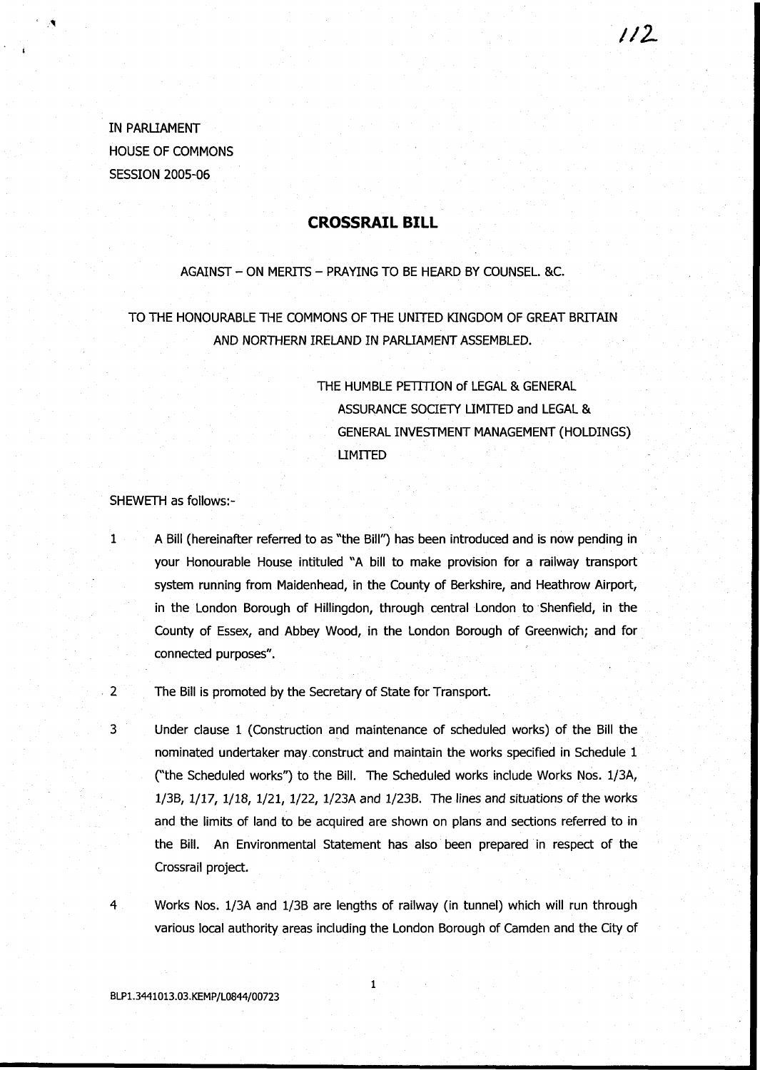IN PARLIAMENT
HOUSE OF COMMONS
SESSION 2005-06

## CROSSRAIL BILL

AGAINST – ON MERITS – PRAYING TO BE HEARD BY COUNSEL. &C.

TO THE HONOURABLE THE COMMONS OF THE UNITED KINGDOM OF GREAT BRITAIN AND NORTHERN IRELAND IN PARLIAMENT ASSEMBLED.

THE HUMBLE PETITION of LEGAL & GENERAL ASSURANCE SOCIETY LIMITED and LEGAL & GENERAL INVESTMENT MANAGEMENT (HOLDINGS) LIMITED

SHEWETH as follows:-

1. A Bill (hereinafter referred to as "the Bill") has been introduced and is now pending in your Honourable House intituled "A bill to make provision for a railway transport system running from Maidenhead, in the County of Berkshire, and Heathrow Airport, in the London Borough of Hillingdon, through central London to Shenfield, in the County of Essex, and Abbey Wood, in the London Borough of Greenwich; and for connected purposes".

2. The Bill is promoted by the Secretary of State for Transport.

3. Under clause 1 (Construction and maintenance of scheduled works) of the Bill the nominated undertaker may construct and maintain the works specified in Schedule 1 ("the Scheduled works") to the Bill. The Scheduled works include Works Nos. 1/3A, 1/3B, 1/17, 1/18, 1/21, 1/22, 1/23A and 1/23B. The lines and situations of the works and the limits of land to be acquired are shown on plans and sections referred to in the Bill. An Environmental Statement has also been prepared in respect of the Crossrail project.

4. Works Nos. 1/3A and 1/3B are lengths of railway (in tunnel) which will run through various local authority areas including the London Borough of Camden and the City of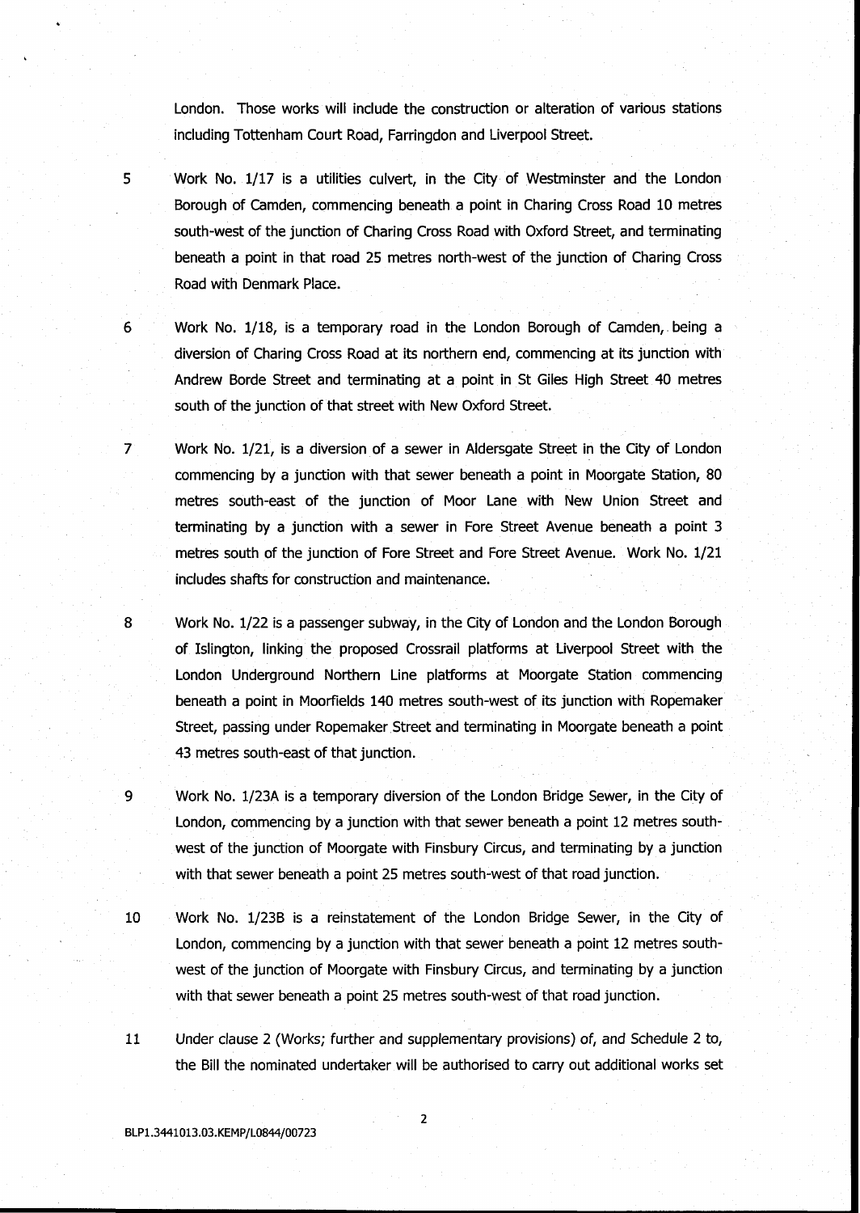London. Those works will include the construction or alteration of various stations including Tottenham Court Road, Farringdon and Liverpool Street.

5 Work No. 1/17 is a utilities culvert, in the City of Westminster and the London Borough of Camden, commencing beneath a point in Charing Cross Road 10 metres south-west of the junction of Charing Cross Road with Oxford Street, and terminating beneath a point in that road 25 metres north-west of the junction of Charing Cross Road with Denmark Place.

6 Work No. 1/18, is a temporary road in the London Borough of Camden, being a diversion of Charing Cross Road at its northern end, commencing at its junction with Andrew Borde Street and terminating at a point in St Giles High Street 40 metres south of the junction of that street with New Oxford Street.

7 Work No. 1/21, is a diversion of a sewer in Aldersgate Street in the City of London commencing by a junction with that sewer beneath a point in Moorgate Station, 80 metres south-east of the junction of Moor Lane with New Union Street and terminating by a junction with a sewer in Fore Street Avenue beneath a point 3 metres south of the junction of Fore Street and Fore Street Avenue. Work No. 1/21 includes shafts for construction and maintenance.

8 Work No. 1/22 is a passenger subway, in the City of London and the London Borough of Islington, linking the proposed Crossrail platforms at Liverpool Street with the London Underground Northern Line platforms at Moorgate Station commencing beneath a point in Moorfields 140 metres south-west of its junction with Ropemaker Street, passing under Ropemaker Street and terminating in Moorgate beneath a point 43 metres south-east of that junction.

9 Work No. 1/23A is a temporary diversion of the London Bridge Sewer, in the City of London, commencing by a junction with that sewer beneath a point 12 metres south-west of the junction of Moorgate with Finsbury Circus, and terminating by a junction with that sewer beneath a point 25 metres south-west of that road junction.

10 Work No. 1/23B is a reinstatement of the London Bridge Sewer, in the City of London, commencing by a junction with that sewer beneath a point 12 metres south-west of the junction of Moorgate with Finsbury Circus, and terminating by a junction with that sewer beneath a point 25 metres south-west of that road junction.

11 Under clause 2 (Works; further and supplementary provisions) of, and Schedule 2 to, the Bill the nominated undertaker will be authorised to carry out additional works set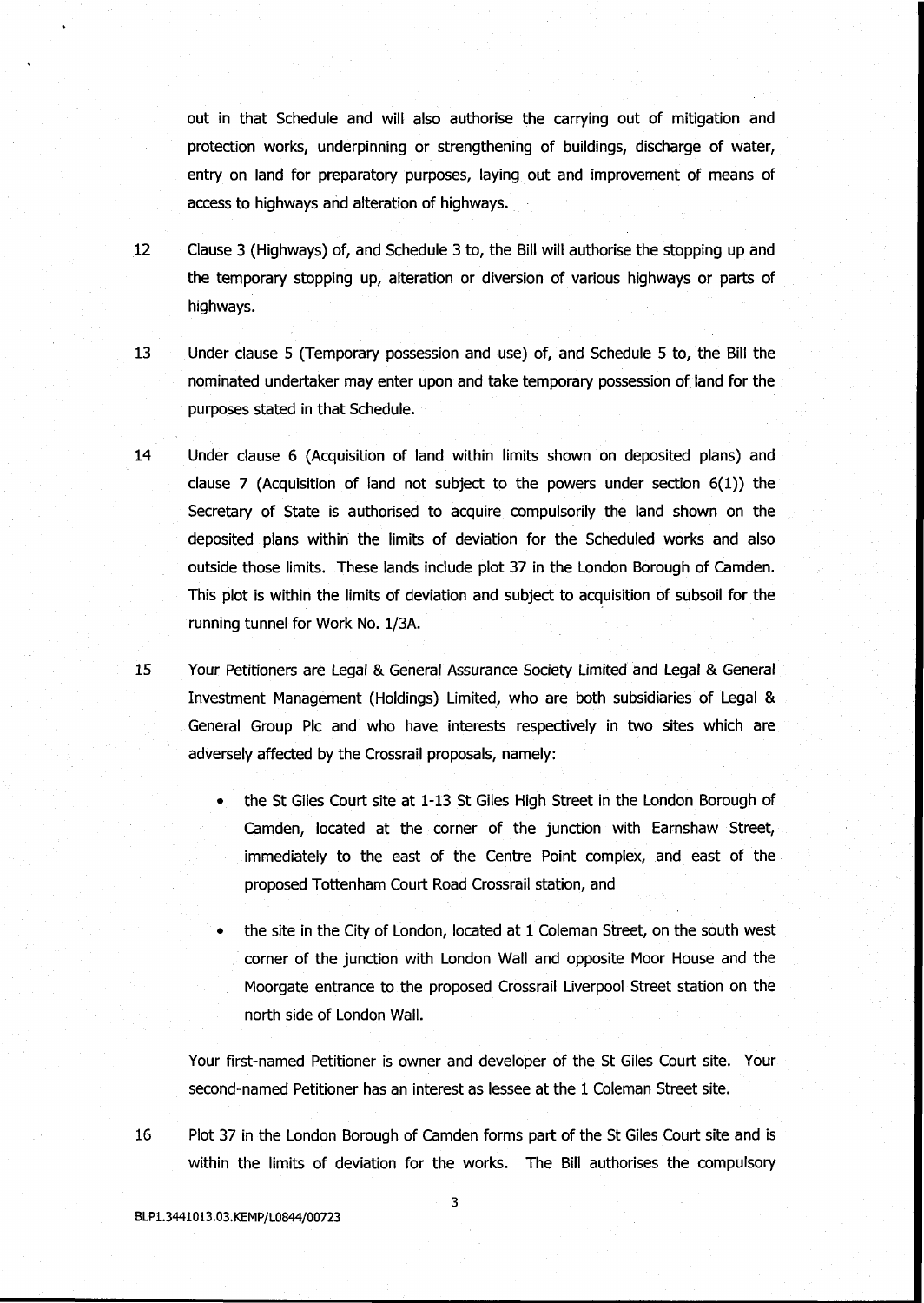out in that Schedule and will also authorise the carrying out of mitigation and protection works, underpinning or strengthening of buildings, discharge of water, entry on land for preparatory purposes, laying out and improvement of means of access to highways and alteration of highways.

12 Clause 3 (Highways) of, and Schedule 3 to, the Bill will authorise the stopping up and the temporary stopping up, alteration or diversion of various highways or parts of highways.

13 Under clause 5 (Temporary possession and use) of, and Schedule 5 to, the Bill the nominated undertaker may enter upon and take temporary possession of land for the purposes stated in that Schedule.

14 Under clause 6 (Acquisition of land within limits shown on deposited plans) and clause 7 (Acquisition of land not subject to the powers under section 6(1)) the Secretary of State is authorised to acquire compulsorily the land shown on the deposited plans within the limits of deviation for the Scheduled works and also outside those limits. These lands include plot 37 in the London Borough of Camden. This plot is within the limits of deviation and subject to acquisition of subsoil for the running tunnel for Work No. 1/3A.

15 Your Petitioners are Legal & General Assurance Society Limited and Legal & General Investment Management (Holdings) Limited, who are both subsidiaries of Legal & General Group Plc and who have interests respectively in two sites which are adversely affected by the Crossrail proposals, namely:

- the St Giles Court site at 1-13 St Giles High Street in the London Borough of Camden, located at the corner of the junction with Earnshaw Street, immediately to the east of the Centre Point complex, and east of the proposed Tottenham Court Road Crossrail station, and
- the site in the City of London, located at 1 Coleman Street, on the south west corner of the junction with London Wall and opposite Moor House and the Moorgate entrance to the proposed Crossrail Liverpool Street station on the north side of London Wall.

Your first-named Petitioner is owner and developer of the St Giles Court site. Your second-named Petitioner has an interest as lessee at the 1 Coleman Street site.

16 Plot 37 in the London Borough of Camden forms part of the St Giles Court site and is within the limits of deviation for the works. The Bill authorises the compulsory

BLP1.3441013.03.KEMP/L0844/00723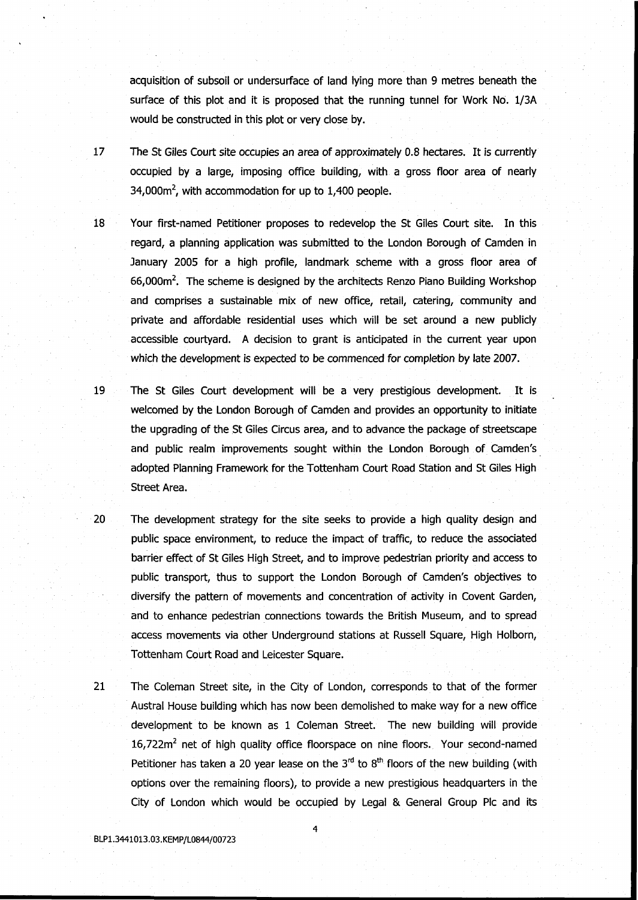acquisition of subsoil or undersurface of land lying more than 9 metres beneath the surface of this plot and it is proposed that the running tunnel for Work No. 1/3A would be constructed in this plot or very close by.

17 The St Giles Court site occupies an area of approximately 0.8 hectares. It is currently occupied by a large, imposing office building, with a gross floor area of nearly 34,000m$^2$, with accommodation for up to 1,400 people.

18 Your first-named Petitioner proposes to redevelop the St Giles Court site. In this regard, a planning application was submitted to the London Borough of Camden in January 2005 for a high profile, landmark scheme with a gross floor area of 66,000m$^2$. The scheme is designed by the architects Renzo Piano Building Workshop and comprises a sustainable mix of new office, retail, catering, community and private and affordable residential uses which will be set around a new publicly accessible courtyard. A decision to grant is anticipated in the current year upon which the development is expected to be commenced for completion by late 2007.

19 The St Giles Court development will be a very prestigious development. It is welcomed by the London Borough of Camden and provides an opportunity to initiate the upgrading of the St Giles Circus area, and to advance the package of streetscape and public realm improvements sought within the London Borough of Camden's adopted Planning Framework for the Tottenham Court Road Station and St Giles High Street Area.

20 The development strategy for the site seeks to provide a high quality design and public space environment, to reduce the impact of traffic, to reduce the associated barrier effect of St Giles High Street, and to improve pedestrian priority and access to public transport, thus to support the London Borough of Camden's objectives to diversify the pattern of movements and concentration of activity in Covent Garden, and to enhance pedestrian connections towards the British Museum, and to spread access movements via other Underground stations at Russell Square, High Holborn, Tottenham Court Road and Leicester Square.

21 The Coleman Street site, in the City of London, corresponds to that of the former Austral House building which has now been demolished to make way for a new office development to be known as 1 Coleman Street. The new building will provide 16,722m$^2$ net of high quality office floorspace on nine floors. Your second-named Petitioner has taken a 20 year lease on the 3$^{rd}$ to 8$^{th}$ floors of the new building (with options over the remaining floors), to provide a new prestigious headquarters in the City of London which would be occupied by Legal & General Group Plc and its

BLP1.3441013.03.KEMP/L0844/00723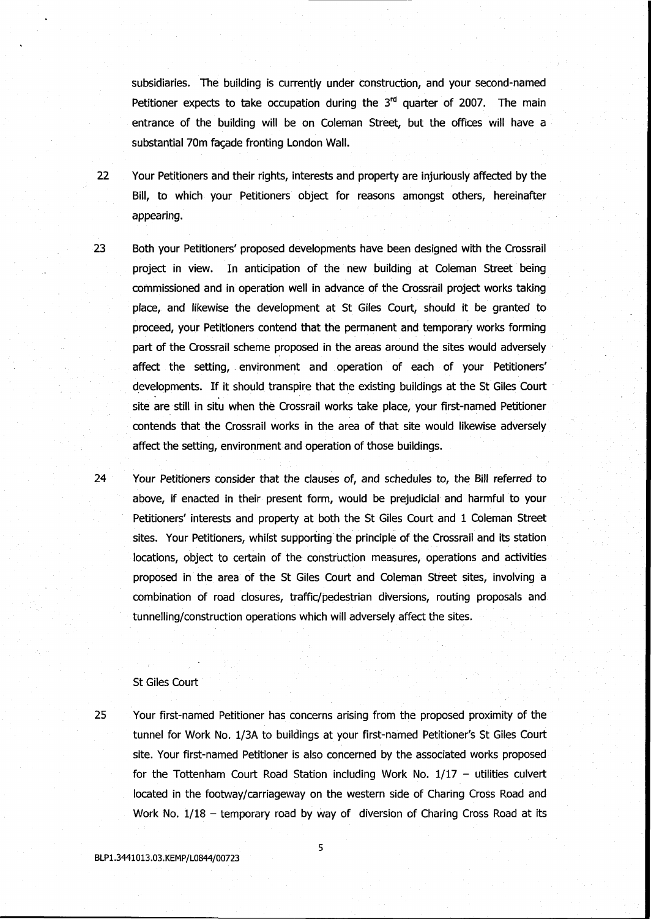subsidiaries. The building is currently under construction, and your second-named Petitioner expects to take occupation during the 3rd quarter of 2007. The main entrance of the building will be on Coleman Street, but the offices will have a substantial 70m façade fronting London Wall.

22 Your Petitioners and their rights, interests and property are injuriously affected by the Bill, to which your Petitioners object for reasons amongst others, hereinafter appearing.

23 Both your Petitioners' proposed developments have been designed with the Crossrail project in view. In anticipation of the new building at Coleman Street being commissioned and in operation well in advance of the Crossrail project works taking place, and likewise the development at St Giles Court, should it be granted to proceed, your Petitioners contend that the permanent and temporary works forming part of the Crossrail scheme proposed in the areas around the sites would adversely affect the setting, environment and operation of each of your Petitioners' developments. If it should transpire that the existing buildings at the St Giles Court site are still in situ when the Crossrail works take place, your first-named Petitioner contends that the Crossrail works in the area of that site would likewise adversely affect the setting, environment and operation of those buildings.

24 Your Petitioners consider that the clauses of, and schedules to, the Bill referred to above, if enacted in their present form, would be prejudicial and harmful to your Petitioners' interests and property at both the St Giles Court and 1 Coleman Street sites. Your Petitioners, whilst supporting the principle of the Crossrail and its station locations, object to certain of the construction measures, operations and activities proposed in the area of the St Giles Court and Coleman Street sites, involving a combination of road closures, traffic/pedestrian diversions, routing proposals and tunnelling/construction operations which will adversely affect the sites.

St Giles Court

25 Your first-named Petitioner has concerns arising from the proposed proximity of the tunnel for Work No. 1/3A to buildings at your first-named Petitioner's St Giles Court site. Your first-named Petitioner is also concerned by the associated works proposed for the Tottenham Court Road Station including Work No. 1/17 – utilities culvert located in the footway/carriageway on the western side of Charing Cross Road and Work No. 1/18 – temporary road by way of diversion of Charing Cross Road at its

BLP1.3441013.03.KEMP/L0844/00723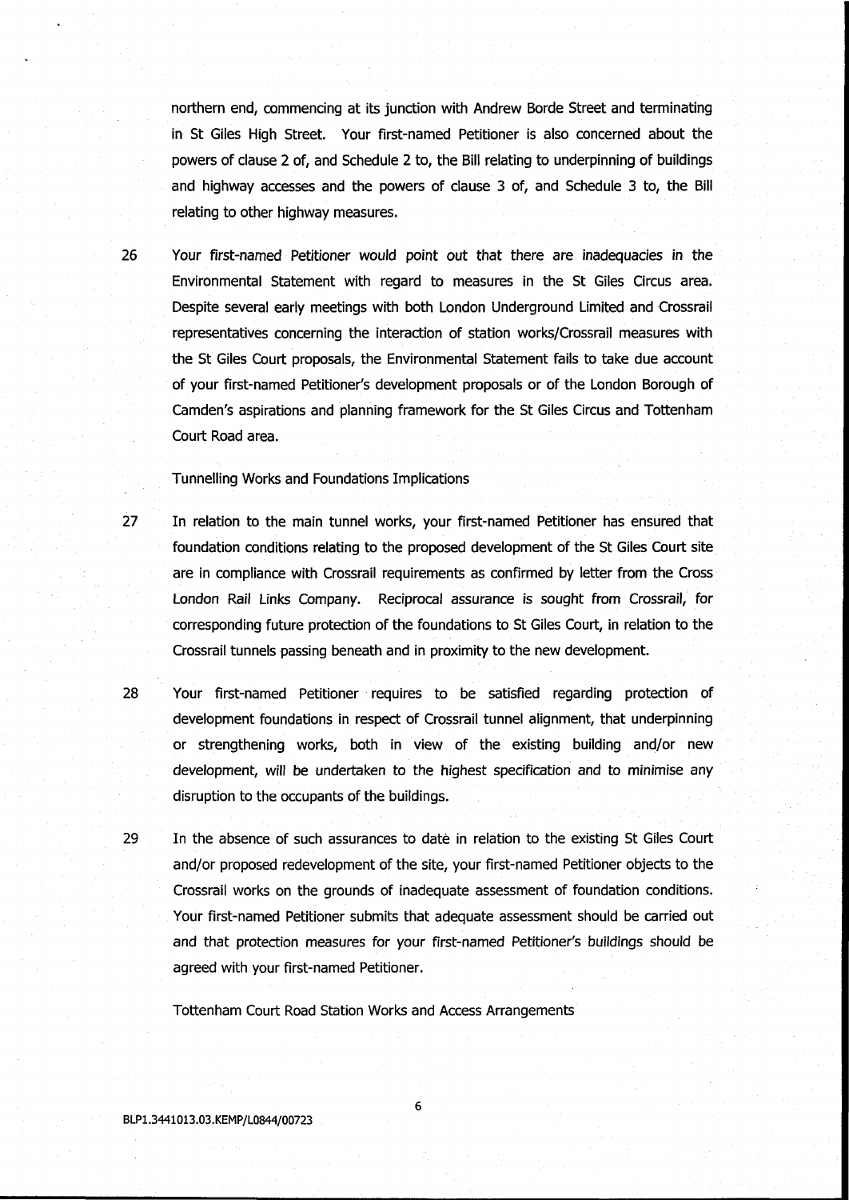northern end, commencing at its junction with Andrew Borde Street and terminating in St Giles High Street. Your first-named Petitioner is also concerned about the powers of clause 2 of, and Schedule 2 to, the Bill relating to underpinning of buildings and highway accesses and the powers of clause 3 of, and Schedule 3 to, the Bill relating to other highway measures.

26 Your first-named Petitioner would point out that there are inadequacies in the Environmental Statement with regard to measures in the St Giles Circus area. Despite several early meetings with both London Underground Limited and Crossrail representatives concerning the interaction of station works/Crossrail measures with the St Giles Court proposals, the Environmental Statement fails to take due account of your first-named Petitioner's development proposals or of the London Borough of Camden's aspirations and planning framework for the St Giles Circus and Tottenham Court Road area.

Tunnelling Works and Foundations Implications

27 In relation to the main tunnel works, your first-named Petitioner has ensured that foundation conditions relating to the proposed development of the St Giles Court site are in compliance with Crossrail requirements as confirmed by letter from the Cross London Rail Links Company. Reciprocal assurance is sought from Crossrail, for corresponding future protection of the foundations to St Giles Court, in relation to the Crossrail tunnels passing beneath and in proximity to the new development.

28 Your first-named Petitioner requires to be satisfied regarding protection of development foundations in respect of Crossrail tunnel alignment, that underpinning or strengthening works, both in view of the existing building and/or new development, will be undertaken to the highest specification and to minimise any disruption to the occupants of the buildings.

29 In the absence of such assurances to date in relation to the existing St Giles Court and/or proposed redevelopment of the site, your first-named Petitioner objects to the Crossrail works on the grounds of inadequate assessment of foundation conditions. Your first-named Petitioner submits that adequate assessment should be carried out and that protection measures for your first-named Petitioner's buildings should be agreed with your first-named Petitioner.

Tottenham Court Road Station Works and Access Arrangements

BLP1.3441013.03.KEMP/L0844/00723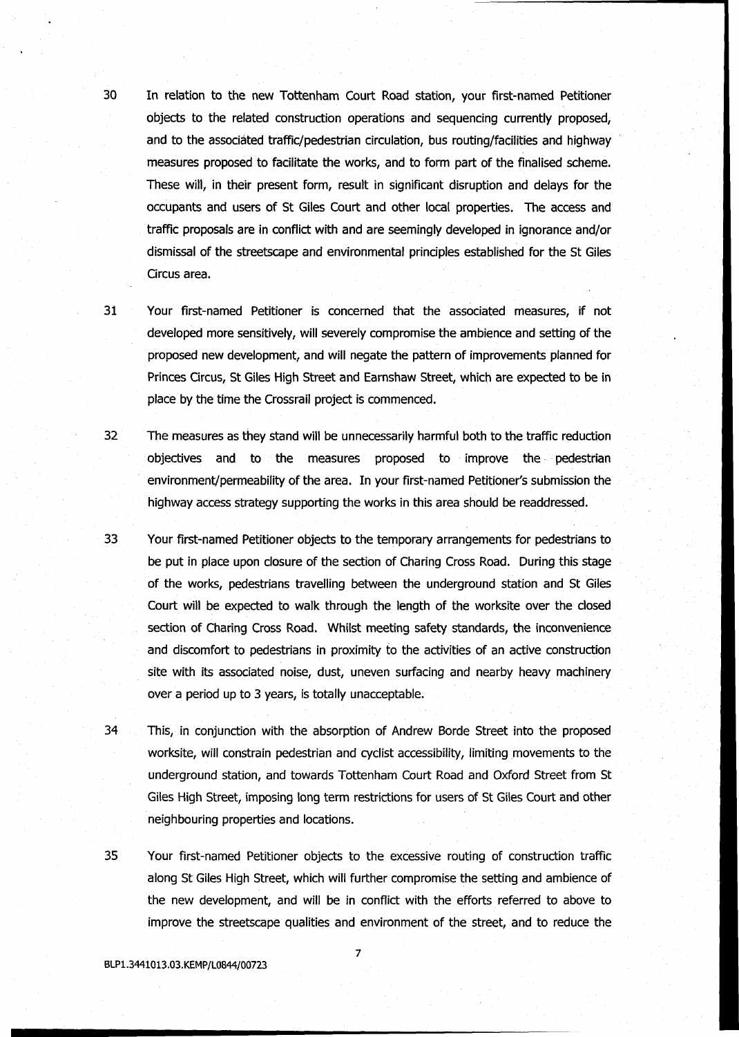30 In relation to the new Tottenham Court Road station, your first-named Petitioner objects to the related construction operations and sequencing currently proposed, and to the associated traffic/pedestrian circulation, bus routing/facilities and highway measures proposed to facilitate the works, and to form part of the finalised scheme. These will, in their present form, result in significant disruption and delays for the occupants and users of St Giles Court and other local properties. The access and traffic proposals are in conflict with and are seemingly developed in ignorance and/or dismissal of the streetscape and environmental principles established for the St Giles Circus area.

31 Your first-named Petitioner is concerned that the associated measures, if not developed more sensitively, will severely compromise the ambience and setting of the proposed new development, and will negate the pattern of improvements planned for Princes Circus, St Giles High Street and Earnshaw Street, which are expected to be in place by the time the Crossrail project is commenced.

32 The measures as they stand will be unnecessarily harmful both to the traffic reduction objectives and to the measures proposed to improve the pedestrian environment/permeability of the area. In your first-named Petitioner's submission the highway access strategy supporting the works in this area should be readdressed.

33 Your first-named Petitioner objects to the temporary arrangements for pedestrians to be put in place upon closure of the section of Charing Cross Road. During this stage of the works, pedestrians travelling between the underground station and St Giles Court will be expected to walk through the length of the worksite over the closed section of Charing Cross Road. Whilst meeting safety standards, the inconvenience and discomfort to pedestrians in proximity to the activities of an active construction site with its associated noise, dust, uneven surfacing and nearby heavy machinery over a period up to 3 years, is totally unacceptable.

34 This, in conjunction with the absorption of Andrew Borde Street into the proposed worksite, will constrain pedestrian and cyclist accessibility, limiting movements to the underground station, and towards Tottenham Court Road and Oxford Street from St Giles High Street, imposing long term restrictions for users of St Giles Court and other neighbouring properties and locations.

35 Your first-named Petitioner objects to the excessive routing of construction traffic along St Giles High Street, which will further compromise the setting and ambience of the new development, and will be in conflict with the efforts referred to above to improve the streetscape qualities and environment of the street, and to reduce the

BLP1.3441013.03.KEMP/L0844/00723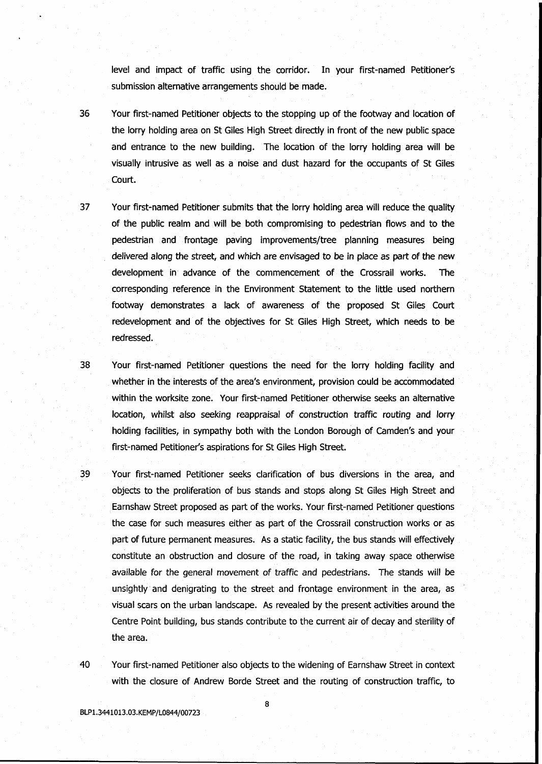level and impact of traffic using the corridor. In your first-named Petitioner's submission alternative arrangements should be made.

36 Your first-named Petitioner objects to the stopping up of the footway and location of the lorry holding area on St Giles High Street directly in front of the new public space and entrance to the new building. The location of the lorry holding area will be visually intrusive as well as a noise and dust hazard for the occupants of St Giles Court.

37 Your first-named Petitioner submits that the lorry holding area will reduce the quality of the public realm and will be both compromising to pedestrian flows and to the pedestrian and frontage paving improvements/tree planning measures being delivered along the street, and which are envisaged to be in place as part of the new development in advance of the commencement of the Crossrail works. The corresponding reference in the Environment Statement to the little used northern footway demonstrates a lack of awareness of the proposed St Giles Court redevelopment and of the objectives for St Giles High Street, which needs to be redressed.

38 Your first-named Petitioner questions the need for the lorry holding facility and whether in the interests of the area's environment, provision could be accommodated within the worksite zone. Your first-named Petitioner otherwise seeks an alternative location, whilst also seeking reappraisal of construction traffic routing and lorry holding facilities, in sympathy both with the London Borough of Camden's and your first-named Petitioner's aspirations for St Giles High Street.

39 Your first-named Petitioner seeks clarification of bus diversions in the area, and objects to the proliferation of bus stands and stops along St Giles High Street and Earnshaw Street proposed as part of the works. Your first-named Petitioner questions the case for such measures either as part of the Crossrail construction works or as part of future permanent measures. As a static facility, the bus stands will effectively constitute an obstruction and closure of the road, in taking away space otherwise available for the general movement of traffic and pedestrians. The stands will be unsightly and denigrating to the street and frontage environment in the area, as visual scars on the urban landscape. As revealed by the present activities around the Centre Point building, bus stands contribute to the current air of decay and sterility of the area.

40 Your first-named Petitioner also objects to the widening of Earnshaw Street in context with the closure of Andrew Borde Street and the routing of construction traffic, to

BLP1.3441013.03.KEMP/L0844/00723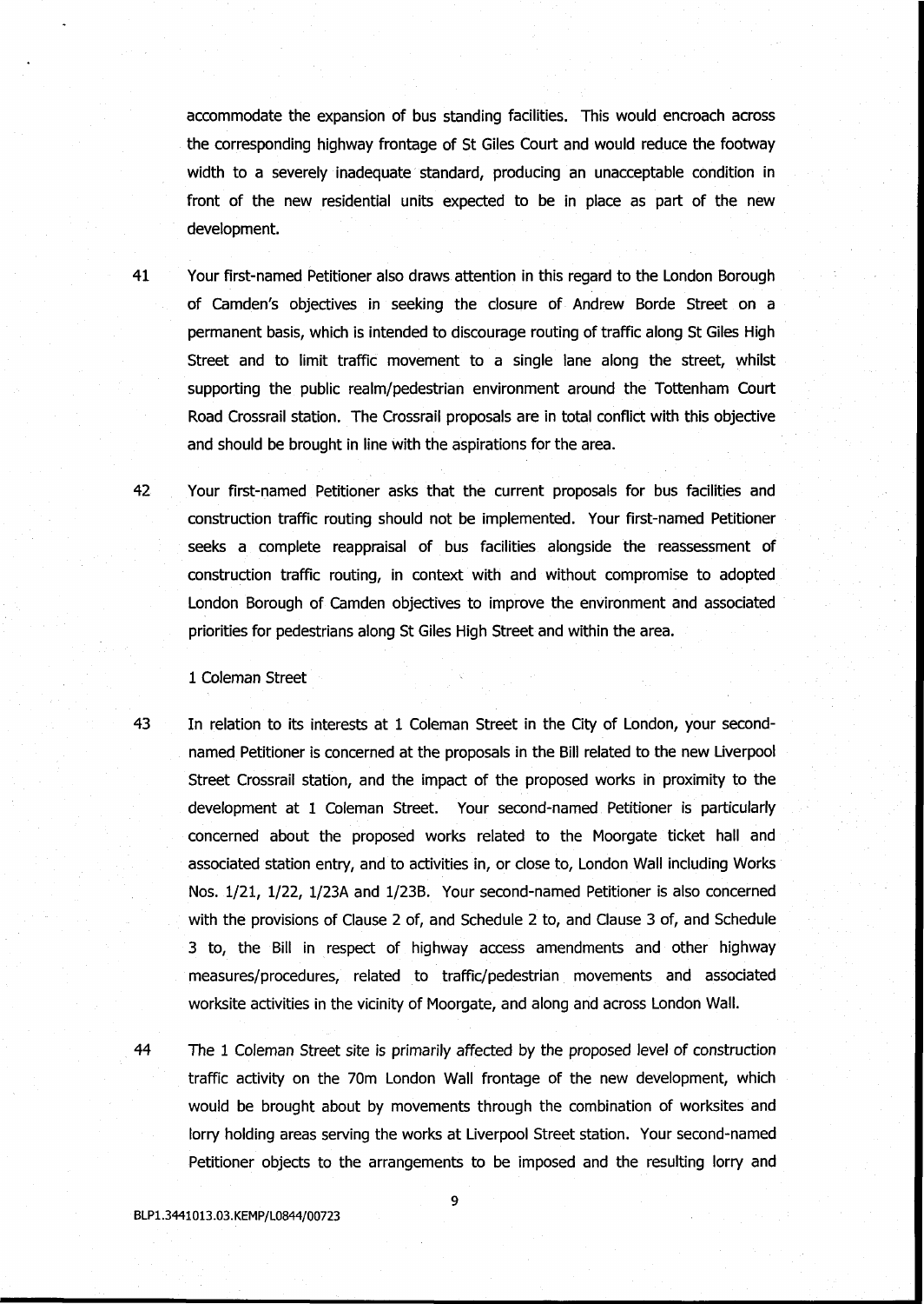accommodate the expansion of bus standing facilities. This would encroach across the corresponding highway frontage of St Giles Court and would reduce the footway width to a severely inadequate standard, producing an unacceptable condition in front of the new residential units expected to be in place as part of the new development.

41 Your first-named Petitioner also draws attention in this regard to the London Borough of Camden's objectives in seeking the closure of Andrew Borde Street on a permanent basis, which is intended to discourage routing of traffic along St Giles High Street and to limit traffic movement to a single lane along the street, whilst supporting the public realm/pedestrian environment around the Tottenham Court Road Crossrail station. The Crossrail proposals are in total conflict with this objective and should be brought in line with the aspirations for the area.

42 Your first-named Petitioner asks that the current proposals for bus facilities and construction traffic routing should not be implemented. Your first-named Petitioner seeks a complete reappraisal of bus facilities alongside the reassessment of construction traffic routing, in context with and without compromise to adopted London Borough of Camden objectives to improve the environment and associated priorities for pedestrians along St Giles High Street and within the area.

1 Coleman Street

43 In relation to its interests at 1 Coleman Street in the City of London, your second-named Petitioner is concerned at the proposals in the Bill related to the new Liverpool Street Crossrail station, and the impact of the proposed works in proximity to the development at 1 Coleman Street. Your second-named Petitioner is particularly concerned about the proposed works related to the Moorgate ticket hall and associated station entry, and to activities in, or close to, London Wall including Works Nos. 1/21, 1/22, 1/23A and 1/23B. Your second-named Petitioner is also concerned with the provisions of Clause 2 of, and Schedule 2 to, and Clause 3 of, and Schedule 3 to, the Bill in respect of highway access amendments and other highway measures/procedures, related to traffic/pedestrian movements and associated worksite activities in the vicinity of Moorgate, and along and across London Wall.

44 The 1 Coleman Street site is primarily affected by the proposed level of construction traffic activity on the 70m London Wall frontage of the new development, which would be brought about by movements through the combination of worksites and lorry holding areas serving the works at Liverpool Street station. Your second-named Petitioner objects to the arrangements to be imposed and the resulting lorry and

BLP1.3441013.03.KEMP/L0844/00723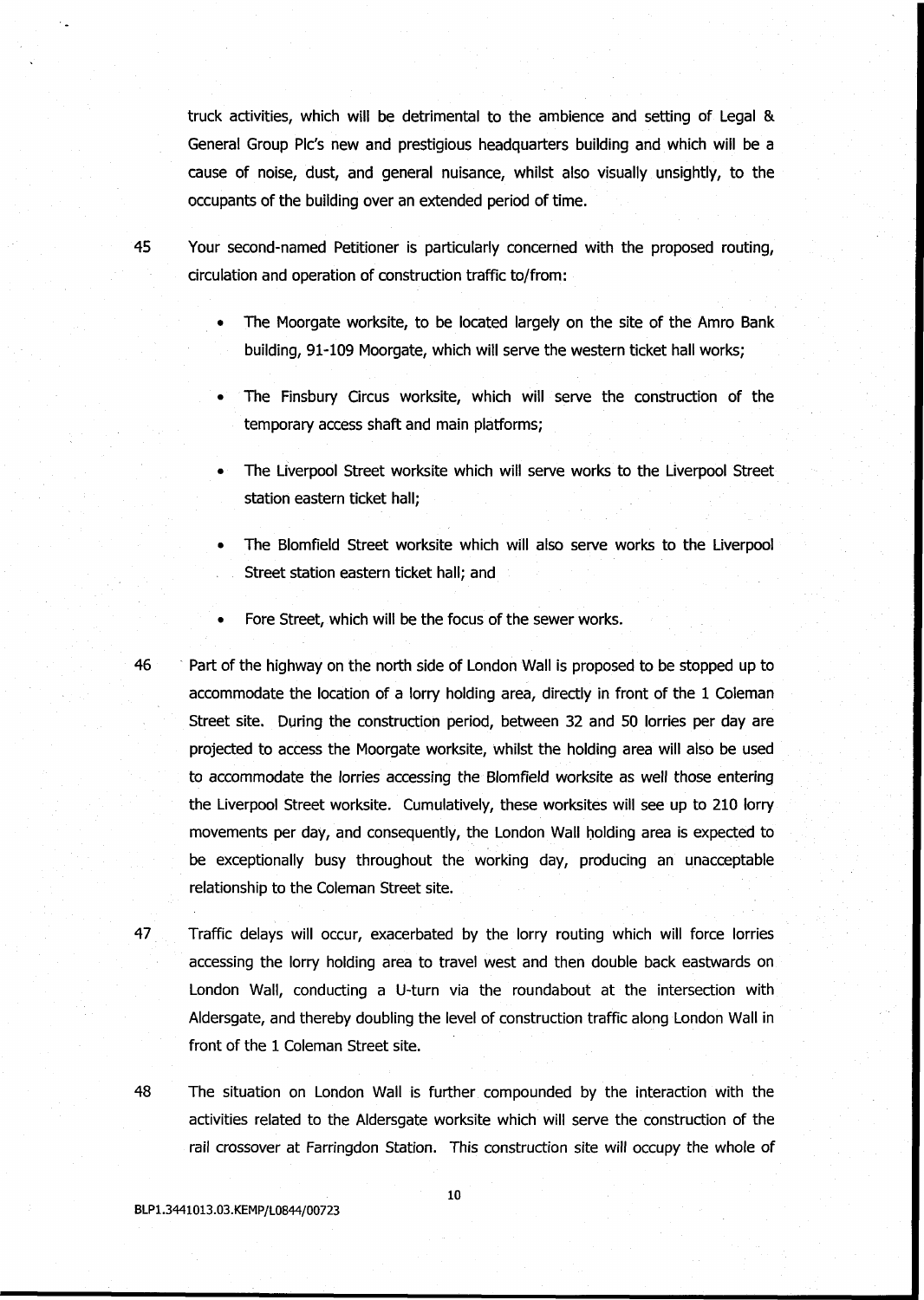truck activities, which will be detrimental to the ambience and setting of Legal & General Group Plc's new and prestigious headquarters building and which will be a cause of noise, dust, and general nuisance, whilst also visually unsightly, to the occupants of the building over an extended period of time.

45 Your second-named Petitioner is particularly concerned with the proposed routing, circulation and operation of construction traffic to/from:

- The Moorgate worksite, to be located largely on the site of the Amro Bank building, 91-109 Moorgate, which will serve the western ticket hall works;
- The Finsbury Circus worksite, which will serve the construction of the temporary access shaft and main platforms;
- The Liverpool Street worksite which will serve works to the Liverpool Street station eastern ticket hall;
- The Blomfield Street worksite which will also serve works to the Liverpool Street station eastern ticket hall; and
- Fore Street, which will be the focus of the sewer works.

46 Part of the highway on the north side of London Wall is proposed to be stopped up to accommodate the location of a lorry holding area, directly in front of the 1 Coleman Street site. During the construction period, between 32 and 50 lorries per day are projected to access the Moorgate worksite, whilst the holding area will also be used to accommodate the lorries accessing the Blomfield worksite as well those entering the Liverpool Street worksite. Cumulatively, these worksites will see up to 210 lorry movements per day, and consequently, the London Wall holding area is expected to be exceptionally busy throughout the working day, producing an unacceptable relationship to the Coleman Street site.

47 Traffic delays will occur, exacerbated by the lorry routing which will force lorries accessing the lorry holding area to travel west and then double back eastwards on London Wall, conducting a U-turn via the roundabout at the intersection with Aldersgate, and thereby doubling the level of construction traffic along London Wall in front of the 1 Coleman Street site.

48 The situation on London Wall is further compounded by the interaction with the activities related to the Aldersgate worksite which will serve the construction of the rail crossover at Farringdon Station. This construction site will occupy the whole of

BLP1.3441013.03.KEMP/L0844/00723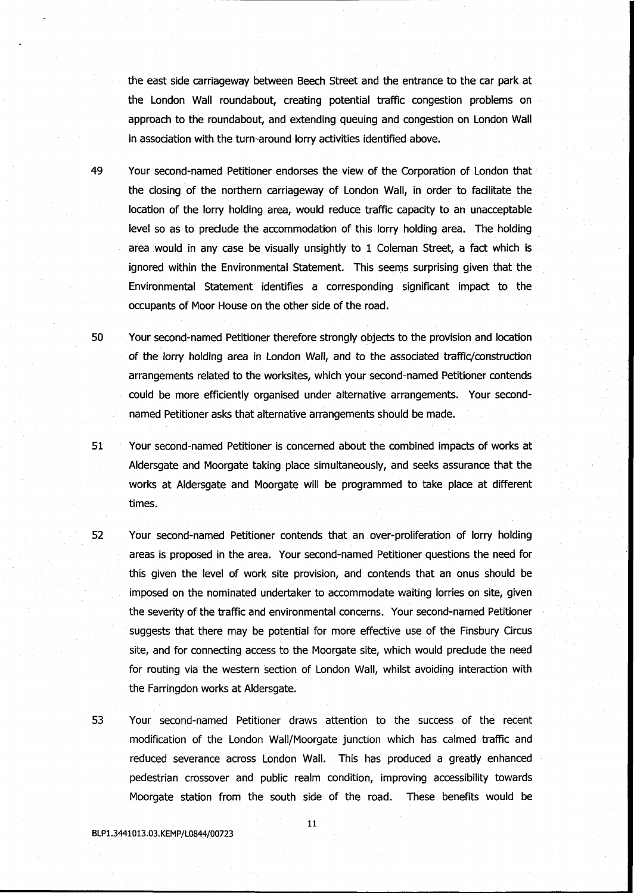the east side carriageway between Beech Street and the entrance to the car park at the London Wall roundabout, creating potential traffic congestion problems on approach to the roundabout, and extending queuing and congestion on London Wall in association with the turn-around lorry activities identified above.

49 Your second-named Petitioner endorses the view of the Corporation of London that the closing of the northern carriageway of London Wall, in order to facilitate the location of the lorry holding area, would reduce traffic capacity to an unacceptable level so as to preclude the accommodation of this lorry holding area. The holding area would in any case be visually unsightly to 1 Coleman Street, a fact which is ignored within the Environmental Statement. This seems surprising given that the Environmental Statement identifies a corresponding significant impact to the occupants of Moor House on the other side of the road.

50 Your second-named Petitioner therefore strongly objects to the provision and location of the lorry holding area in London Wall, and to the associated traffic/construction arrangements related to the worksites, which your second-named Petitioner contends could be more efficiently organised under alternative arrangements. Your second-named Petitioner asks that alternative arrangements should be made.

51 Your second-named Petitioner is concerned about the combined impacts of works at Aldersgate and Moorgate taking place simultaneously, and seeks assurance that the works at Aldersgate and Moorgate will be programmed to take place at different times.

52 Your second-named Petitioner contends that an over-proliferation of lorry holding areas is proposed in the area. Your second-named Petitioner questions the need for this given the level of work site provision, and contends that an onus should be imposed on the nominated undertaker to accommodate waiting lorries on site, given the severity of the traffic and environmental concerns. Your second-named Petitioner suggests that there may be potential for more effective use of the Finsbury Circus site, and for connecting access to the Moorgate site, which would preclude the need for routing via the western section of London Wall, whilst avoiding interaction with the Farringdon works at Aldersgate.

53 Your second-named Petitioner draws attention to the success of the recent modification of the London Wall/Moorgate junction which has calmed traffic and reduced severance across London Wall. This has produced a greatly enhanced pedestrian crossover and public realm condition, improving accessibility towards Moorgate station from the south side of the road. These benefits would be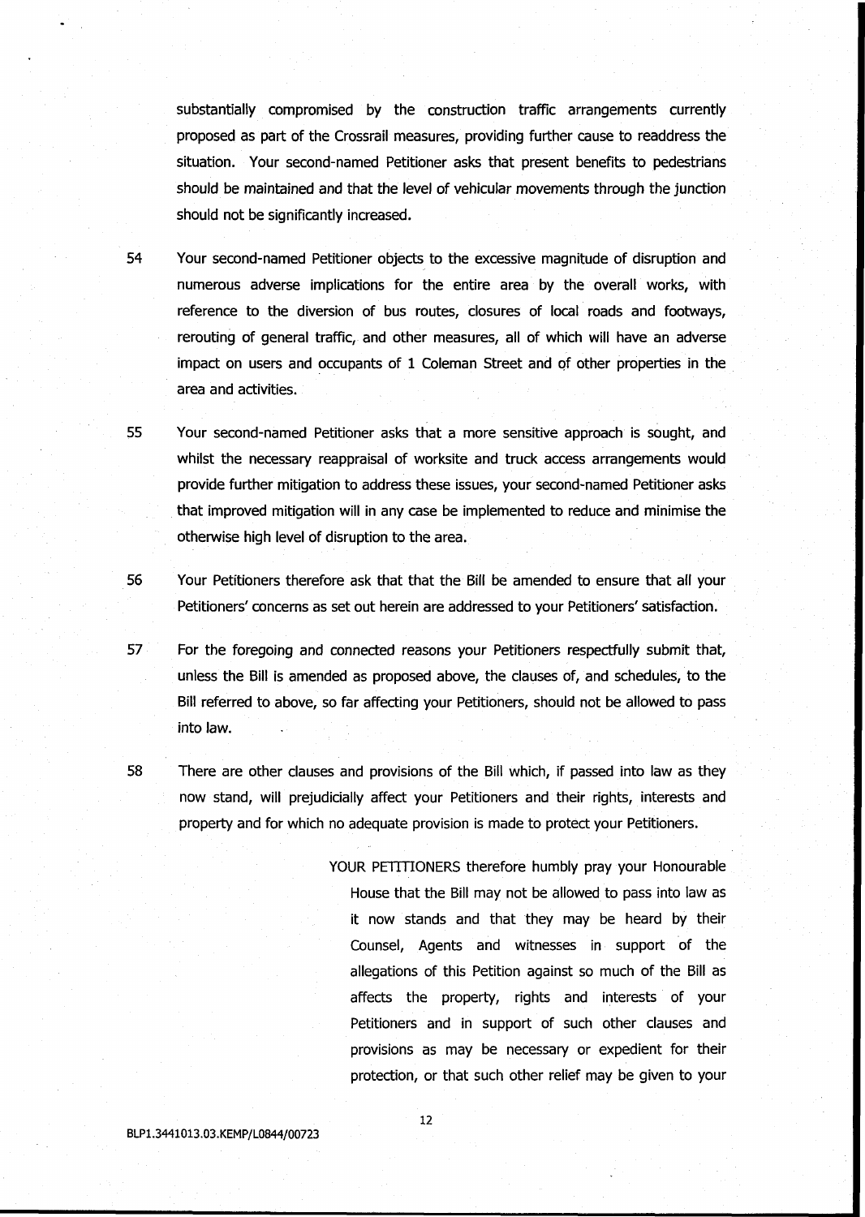substantially compromised by the construction traffic arrangements currently proposed as part of the Crossrail measures, providing further cause to readdress the situation. Your second-named Petitioner asks that present benefits to pedestrians should be maintained and that the level of vehicular movements through the junction should not be significantly increased.

54 Your second-named Petitioner objects to the excessive magnitude of disruption and numerous adverse implications for the entire area by the overall works, with reference to the diversion of bus routes, closures of local roads and footways, rerouting of general traffic, and other measures, all of which will have an adverse impact on users and occupants of 1 Coleman Street and of other properties in the area and activities.

55 Your second-named Petitioner asks that a more sensitive approach is sought, and whilst the necessary reappraisal of worksite and truck access arrangements would provide further mitigation to address these issues, your second-named Petitioner asks that improved mitigation will in any case be implemented to reduce and minimise the otherwise high level of disruption to the area.

56 Your Petitioners therefore ask that that the Bill be amended to ensure that all your Petitioners' concerns as set out herein are addressed to your Petitioners' satisfaction.

57 For the foregoing and connected reasons your Petitioners respectfully submit that, unless the Bill is amended as proposed above, the clauses of, and schedules, to the Bill referred to above, so far affecting your Petitioners, should not be allowed to pass into law.

58 There are other clauses and provisions of the Bill which, if passed into law as they now stand, will prejudicially affect your Petitioners and their rights, interests and property and for which no adequate provision is made to protect your Petitioners.

YOUR PETITIONERS therefore humbly pray your Honourable House that the Bill may not be allowed to pass into law as it now stands and that they may be heard by their Counsel, Agents and witnesses in support of the allegations of this Petition against so much of the Bill as affects the property, rights and interests of your Petitioners and in support of such other clauses and provisions as may be necessary or expedient for their protection, or that such other relief may be given to your

BLP1.3441013.03.KEMP/L0844/00723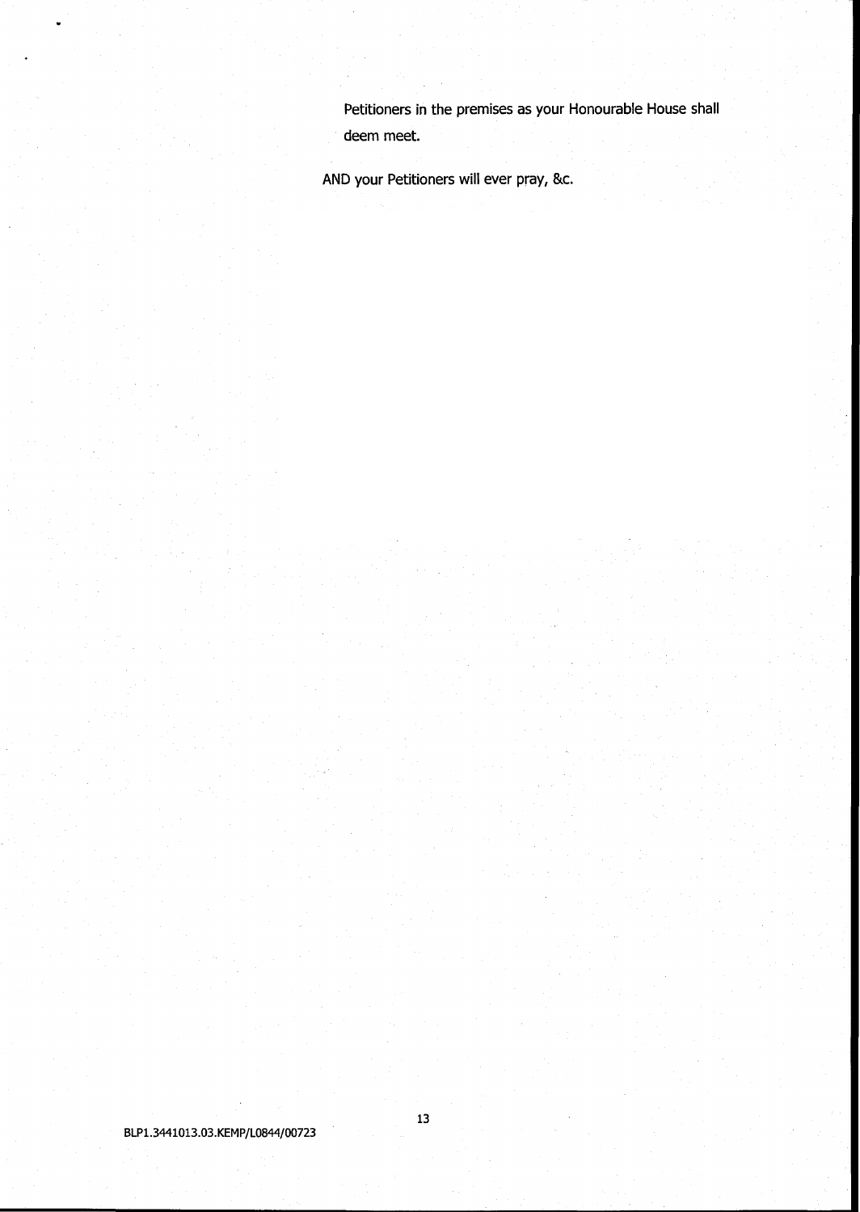Petitioners in the premises as your Honourable House shall deem meet.

AND your Petitioners will ever pray, &c.

BLP1.3441013.03.KEMP/L0844/00723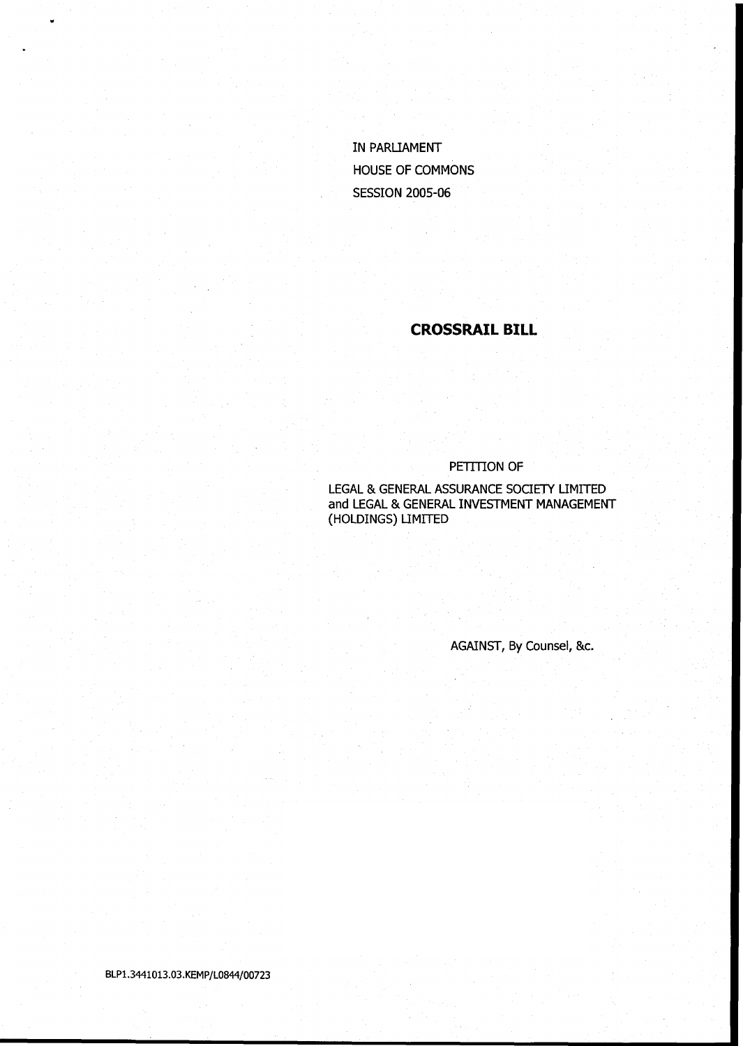IN PARLIAMENT

HOUSE OF COMMONS

SESSION 2005-06

**CROSSRAIL BILL**

PETITION OF

LEGAL & GENERAL ASSURANCE SOCIETY LIMITED and LEGAL & GENERAL INVESTMENT MANAGEMENT (HOLDINGS) LIMITED

AGAINST, By Counsel, &c.

BLP1.3441013.03.KEMP/L0844/00723